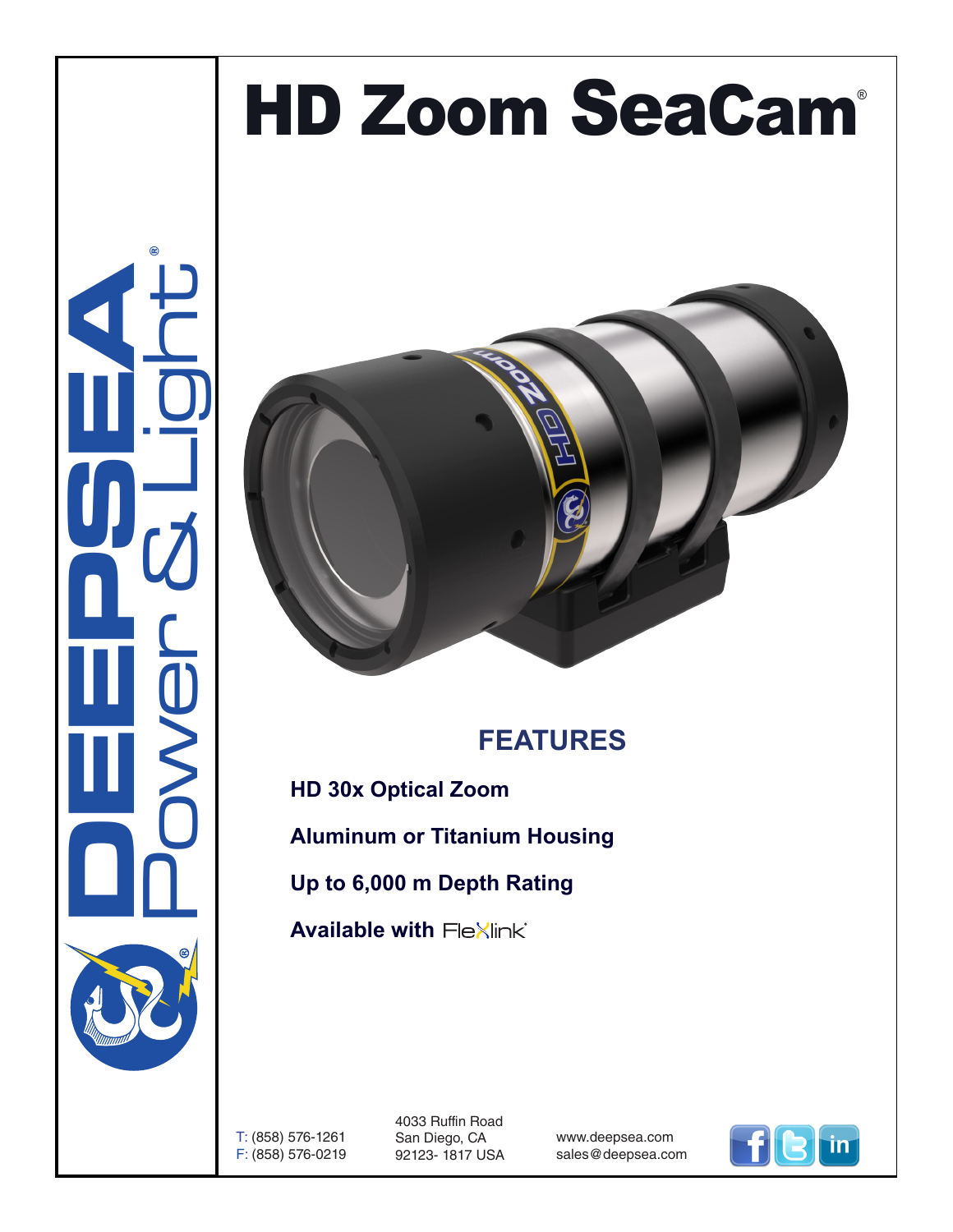# HD Zoom SeaCam®

DEEPSEA Power & Light®

## FEATURES

**HD 30x Optical Zoom**

**Aluminum or Titanium Housing**

**Up to 6,000 m Depth Rating**

**Available with** FleXlink

T: (858) 576-1261
F: (858) 576-0219

4033 Ruffin Road
San Diego, CA
92123- 1817 USA

www.deepsea.com
sales@deepsea.com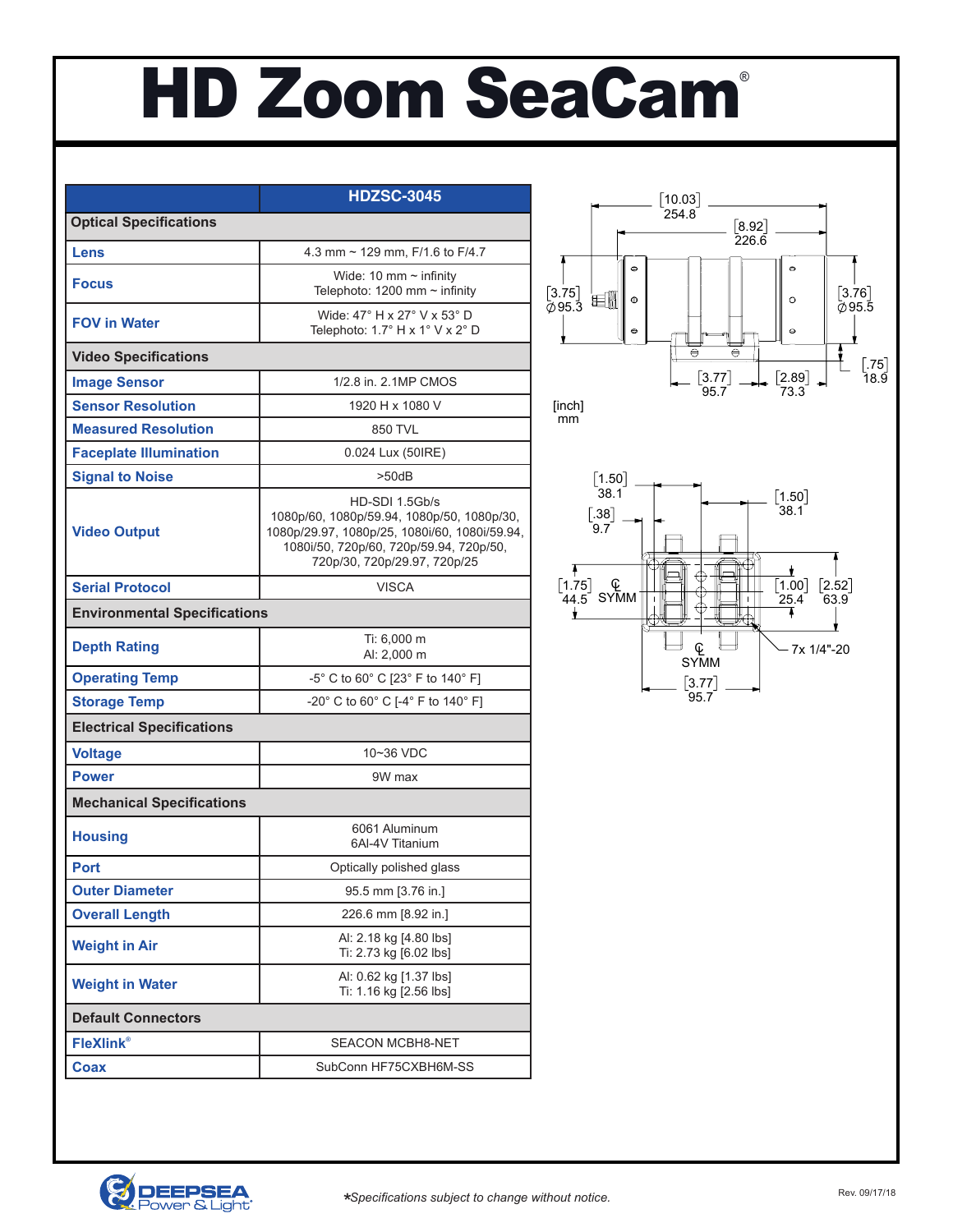# HD Zoom SeaCam®

| | HDZSC-3045 |
|---|---|
| **Optical Specifications** | |
| Lens | 4.3 mm ~ 129 mm, F/1.6 to F/4.7 |
| Focus | Wide: 10 mm ~ infinity<br>Telephoto: 1200 mm ~ infinity |
| FOV in Water | Wide: 47° H x 27° V x 53° D<br>Telephoto: 1.7° H x 1° V x 2° D |
| **Video Specifications** | |
| Image Sensor | 1/2.8 in. 2.1MP CMOS |
| Sensor Resolution | 1920 H x 1080 V |
| Measured Resolution | 850 TVL |
| Faceplate Illumination | 0.024 Lux (50IRE) |
| Signal to Noise | >50dB |
| Video Output | HD-SDI 1.5Gb/s<br>1080p/60, 1080p/59.94, 1080p/50, 1080p/30, 1080p/29.97, 1080p/25, 1080i/60, 1080i/59.94, 1080i/50, 720p/60, 720p/59.94, 720p/50, 720p/30, 720p/29.97, 720p/25 |
| Serial Protocol | VISCA |
| **Environmental Specifications** | |
| Depth Rating | Ti: 6,000 m<br>Al: 2,000 m |
| Operating Temp | -5° C to 60° C [23° F to 140° F] |
| Storage Temp | -20° C to 60° C [-4° F to 140° F] |
| **Electrical Specifications** | |
| Voltage | 10~36 VDC |
| Power | 9W max |
| **Mechanical Specifications** | |
| Housing | 6061 Aluminum<br>6Al-4V Titanium |
| Port | Optically polished glass |
| Outer Diameter | 95.5 mm [3.76 in.] |
| Overall Length | 226.6 mm [8.92 in.] |
| Weight in Air | Al: 2.18 kg [4.80 lbs]<br>Ti: 2.73 kg [6.02 lbs] |
| Weight in Water | Al: 0.62 kg [1.37 lbs]<br>Ti: 1.16 kg [2.56 lbs] |
| **Default Connectors** | |
| FleXlink® | SEACON MCBH8-NET |
| Coax | SubConn HF75CXBH6M-SS |

[10.03] 254.8
[8.92] 226.6
[3.75] ∅95.3
[3.76] ∅95.5
[.75] 18.9
[3.77] 95.7
[2.89] 73.3
[inch] mm

[1.50] 38.1
[.38] 9.7
[1.50] 38.1
[1.75] 44.5
℄ SYMM
[1.00] 25.4
[2.52] 63.9
7x 1/4"-20
℄ SYMM
[3.77] 95.7

DEEPSEA Power & Light®

*Specifications subject to change without notice.*

Rev. 09/17/18